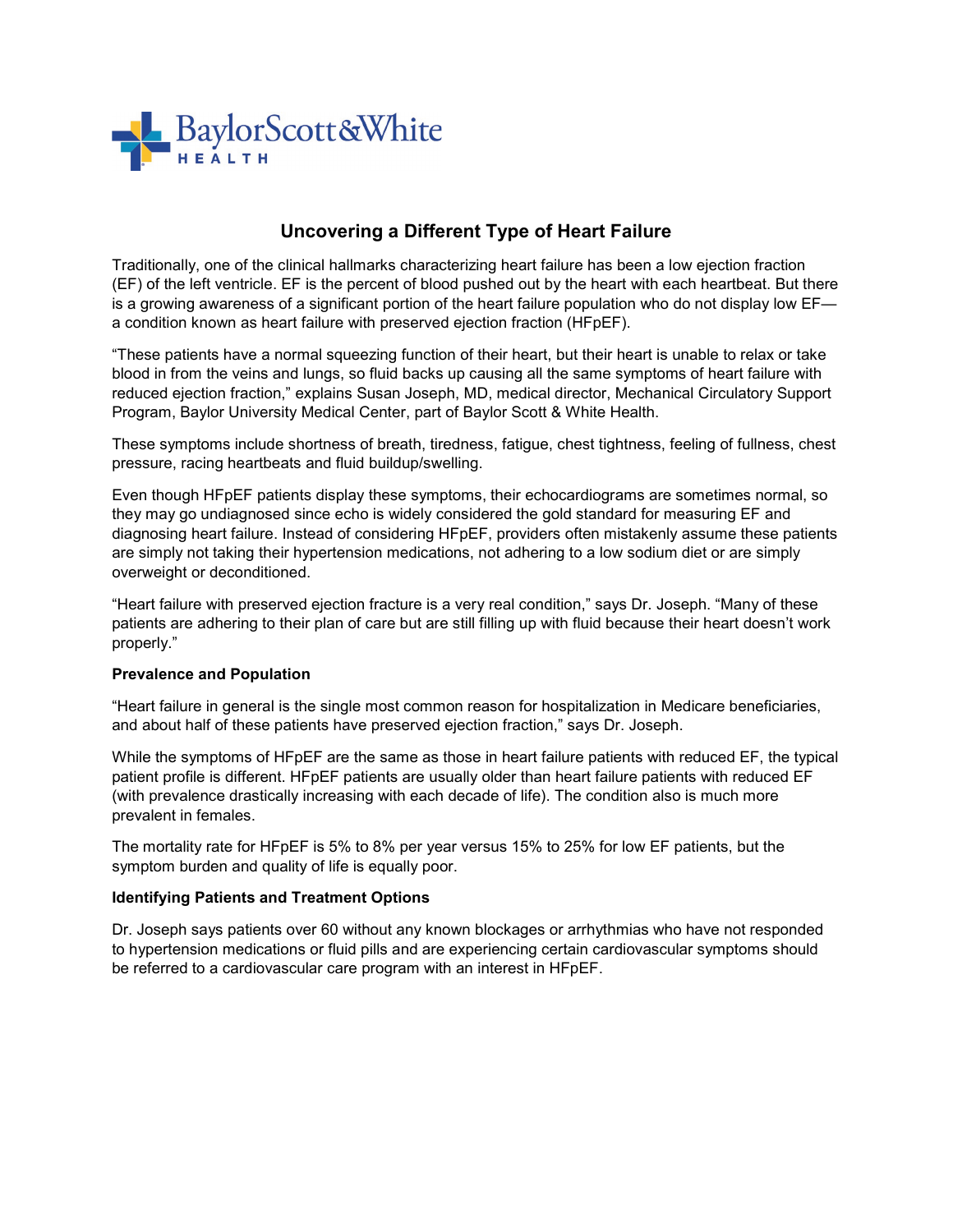Baylor Scott & White HEALTH

# Uncovering a Different Type of Heart Failure

Traditionally, one of the clinical hallmarks characterizing heart failure has been a low ejection fraction (EF) of the left ventricle. EF is the percent of blood pushed out by the heart with each heartbeat. But there is a growing awareness of a significant portion of the heart failure population who do not display low EF—a condition known as heart failure with preserved ejection fraction (HFpEF).

"These patients have a normal squeezing function of their heart, but their heart is unable to relax or take blood in from the veins and lungs, so fluid backs up causing all the same symptoms of heart failure with reduced ejection fraction," explains Susan Joseph, MD, medical director, Mechanical Circulatory Support Program, Baylor University Medical Center, part of Baylor Scott & White Health.

These symptoms include shortness of breath, tiredness, fatigue, chest tightness, feeling of fullness, chest pressure, racing heartbeats and fluid buildup/swelling.

Even though HFpEF patients display these symptoms, their echocardiograms are sometimes normal, so they may go undiagnosed since echo is widely considered the gold standard for measuring EF and diagnosing heart failure. Instead of considering HFpEF, providers often mistakenly assume these patients are simply not taking their hypertension medications, not adhering to a low sodium diet or are simply overweight or deconditioned.

"Heart failure with preserved ejection fracture is a very real condition," says Dr. Joseph. "Many of these patients are adhering to their plan of care but are still filling up with fluid because their heart doesn't work properly."

**Prevalence and Population**

"Heart failure in general is the single most common reason for hospitalization in Medicare beneficiaries, and about half of these patients have preserved ejection fraction," says Dr. Joseph.

While the symptoms of HFpEF are the same as those in heart failure patients with reduced EF, the typical patient profile is different. HFpEF patients are usually older than heart failure patients with reduced EF (with prevalence drastically increasing with each decade of life). The condition also is much more prevalent in females.

The mortality rate for HFpEF is 5% to 8% per year versus 15% to 25% for low EF patients, but the symptom burden and quality of life is equally poor.

**Identifying Patients and Treatment Options**

Dr. Joseph says patients over 60 without any known blockages or arrhythmias who have not responded to hypertension medications or fluid pills and are experiencing certain cardiovascular symptoms should be referred to a cardiovascular care program with an interest in HFpEF.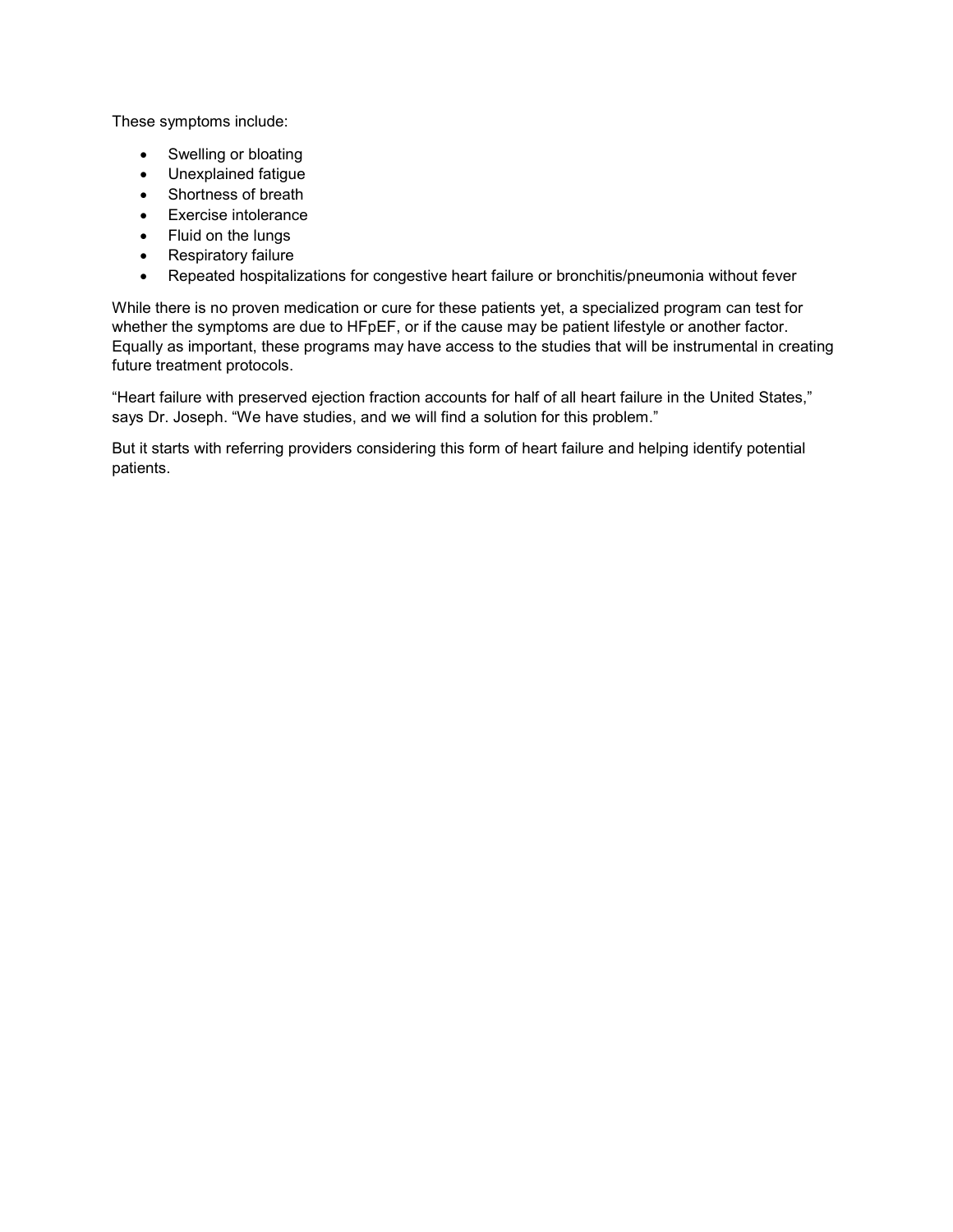These symptoms include:

- Swelling or bloating
- Unexplained fatigue
- Shortness of breath
- Exercise intolerance
- Fluid on the lungs
- Respiratory failure
- Repeated hospitalizations for congestive heart failure or bronchitis/pneumonia without fever

While there is no proven medication or cure for these patients yet, a specialized program can test for whether the symptoms are due to HFpEF, or if the cause may be patient lifestyle or another factor. Equally as important, these programs may have access to the studies that will be instrumental in creating future treatment protocols.

"Heart failure with preserved ejection fraction accounts for half of all heart failure in the United States," says Dr. Joseph. "We have studies, and we will find a solution for this problem."

But it starts with referring providers considering this form of heart failure and helping identify potential patients.